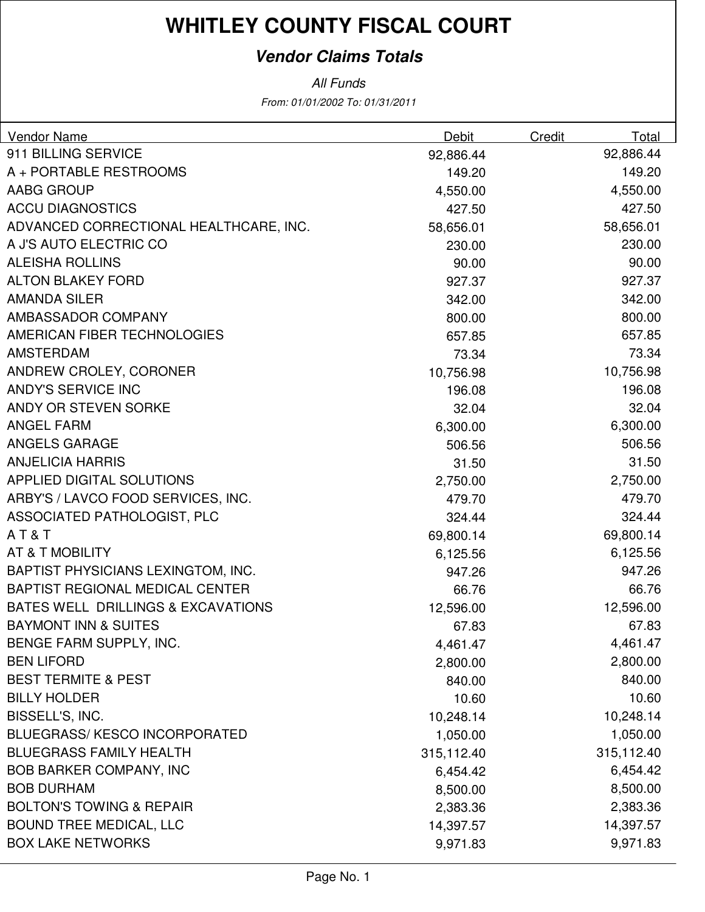# WHITLEY COUNTY FISCAL COURT

## *Vendor Claims Totals*

*All Funds*

*From: 01/01/2002 To: 01/31/2011*

| Vendor Name | Debit | Credit | Total |
|---|---|---|---|
| 911 BILLING SERVICE | 92,886.44 | | 92,886.44 |
| A + PORTABLE RESTROOMS | 149.20 | | 149.20 |
| AABG GROUP | 4,550.00 | | 4,550.00 |
| ACCU DIAGNOSTICS | 427.50 | | 427.50 |
| ADVANCED CORRECTIONAL HEALTHCARE, INC. | 58,656.01 | | 58,656.01 |
| A J'S AUTO ELECTRIC CO | 230.00 | | 230.00 |
| ALEISHA ROLLINS | 90.00 | | 90.00 |
| ALTON BLAKEY FORD | 927.37 | | 927.37 |
| AMANDA SILER | 342.00 | | 342.00 |
| AMBASSADOR COMPANY | 800.00 | | 800.00 |
| AMERICAN FIBER TECHNOLOGIES | 657.85 | | 657.85 |
| AMSTERDAM | 73.34 | | 73.34 |
| ANDREW CROLEY, CORONER | 10,756.98 | | 10,756.98 |
| ANDY'S SERVICE INC | 196.08 | | 196.08 |
| ANDY OR STEVEN SORKE | 32.04 | | 32.04 |
| ANGEL FARM | 6,300.00 | | 6,300.00 |
| ANGELS GARAGE | 506.56 | | 506.56 |
| ANJELICIA HARRIS | 31.50 | | 31.50 |
| APPLIED DIGITAL SOLUTIONS | 2,750.00 | | 2,750.00 |
| ARBY'S / LAVCO FOOD SERVICES, INC. | 479.70 | | 479.70 |
| ASSOCIATED PATHOLOGIST, PLC | 324.44 | | 324.44 |
| A T & T | 69,800.14 | | 69,800.14 |
| AT & T MOBILITY | 6,125.56 | | 6,125.56 |
| BAPTIST PHYSICIANS LEXINGTOM, INC. | 947.26 | | 947.26 |
| BAPTIST REGIONAL MEDICAL CENTER | 66.76 | | 66.76 |
| BATES WELL DRILLINGS & EXCAVATIONS | 12,596.00 | | 12,596.00 |
| BAYMONT INN & SUITES | 67.83 | | 67.83 |
| BENGE FARM SUPPLY, INC. | 4,461.47 | | 4,461.47 |
| BEN LIFORD | 2,800.00 | | 2,800.00 |
| BEST TERMITE & PEST | 840.00 | | 840.00 |
| BILLY HOLDER | 10.60 | | 10.60 |
| BISSELL'S, INC. | 10,248.14 | | 10,248.14 |
| BLUEGRASS/ KESCO INCORPORATED | 1,050.00 | | 1,050.00 |
| BLUEGRASS FAMILY HEALTH | 315,112.40 | | 315,112.40 |
| BOB BARKER COMPANY, INC | 6,454.42 | | 6,454.42 |
| BOB DURHAM | 8,500.00 | | 8,500.00 |
| BOLTON'S TOWING & REPAIR | 2,383.36 | | 2,383.36 |
| BOUND TREE MEDICAL, LLC | 14,397.57 | | 14,397.57 |
| BOX LAKE NETWORKS | 9,971.83 | | 9,971.83 |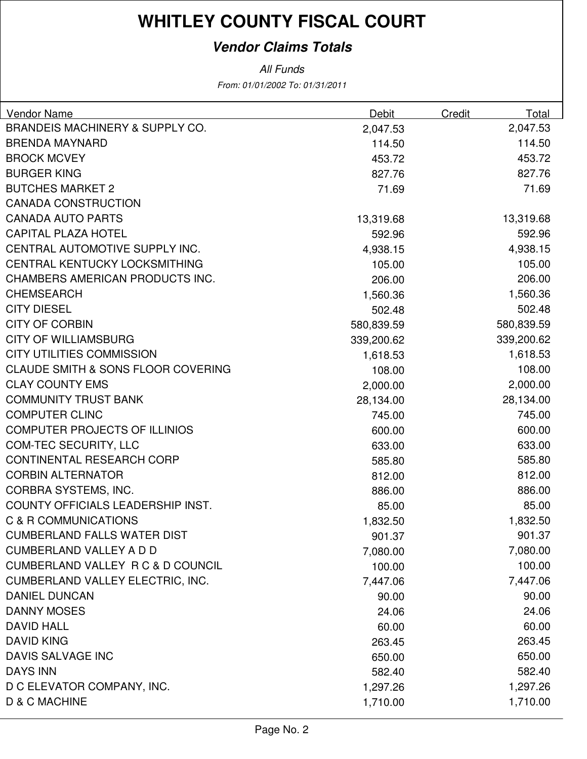# WHITLEY COUNTY FISCAL COURT

## *Vendor Claims Totals*

*All Funds*

*From: 01/01/2002 To: 01/31/2011*

| Vendor Name | Debit | Credit | Total |
|---|---|---|---|
| BRANDEIS MACHINERY & SUPPLY CO. | 2,047.53 | | 2,047.53 |
| BRENDA MAYNARD | 114.50 | | 114.50 |
| BROCK MCVEY | 453.72 | | 453.72 |
| BURGER KING | 827.76 | | 827.76 |
| BUTCHES MARKET 2 | 71.69 | | 71.69 |
| CANADA CONSTRUCTION | | | |
| CANADA AUTO PARTS | 13,319.68 | | 13,319.68 |
| CAPITAL PLAZA HOTEL | 592.96 | | 592.96 |
| CENTRAL AUTOMOTIVE SUPPLY INC. | 4,938.15 | | 4,938.15 |
| CENTRAL KENTUCKY LOCKSMITHING | 105.00 | | 105.00 |
| CHAMBERS AMERICAN PRODUCTS INC. | 206.00 | | 206.00 |
| CHEMSEARCH | 1,560.36 | | 1,560.36 |
| CITY DIESEL | 502.48 | | 502.48 |
| CITY OF CORBIN | 580,839.59 | | 580,839.59 |
| CITY OF WILLIAMSBURG | 339,200.62 | | 339,200.62 |
| CITY UTILITIES COMMISSION | 1,618.53 | | 1,618.53 |
| CLAUDE SMITH & SONS FLOOR COVERING | 108.00 | | 108.00 |
| CLAY COUNTY EMS | 2,000.00 | | 2,000.00 |
| COMMUNITY TRUST BANK | 28,134.00 | | 28,134.00 |
| COMPUTER CLINC | 745.00 | | 745.00 |
| COMPUTER PROJECTS OF ILLINIOS | 600.00 | | 600.00 |
| COM-TEC SECURITY, LLC | 633.00 | | 633.00 |
| CONTINENTAL RESEARCH CORP | 585.80 | | 585.80 |
| CORBIN ALTERNATOR | 812.00 | | 812.00 |
| CORBRA SYSTEMS, INC. | 886.00 | | 886.00 |
| COUNTY OFFICIALS LEADERSHIP INST. | 85.00 | | 85.00 |
| C & R COMMUNICATIONS | 1,832.50 | | 1,832.50 |
| CUMBERLAND FALLS WATER DIST | 901.37 | | 901.37 |
| CUMBERLAND VALLEY A D D | 7,080.00 | | 7,080.00 |
| CUMBERLAND VALLEY R C & D COUNCIL | 100.00 | | 100.00 |
| CUMBERLAND VALLEY ELECTRIC, INC. | 7,447.06 | | 7,447.06 |
| DANIEL DUNCAN | 90.00 | | 90.00 |
| DANNY MOSES | 24.06 | | 24.06 |
| DAVID HALL | 60.00 | | 60.00 |
| DAVID KING | 263.45 | | 263.45 |
| DAVIS SALVAGE INC | 650.00 | | 650.00 |
| DAYS INN | 582.40 | | 582.40 |
| D C ELEVATOR COMPANY, INC. | 1,297.26 | | 1,297.26 |
| D & C MACHINE | 1,710.00 | | 1,710.00 |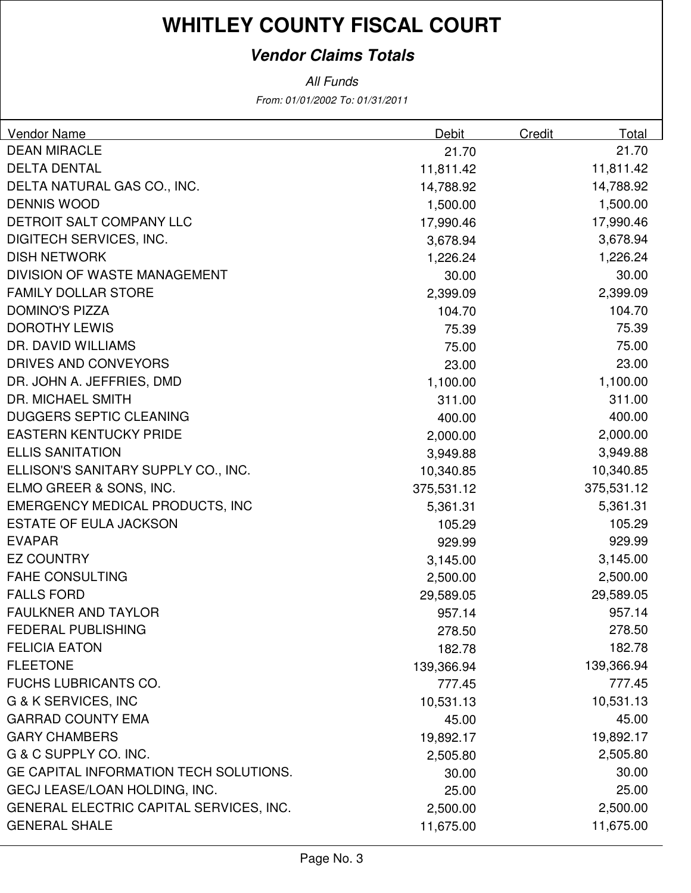# WHITLEY COUNTY FISCAL COURT

## *Vendor Claims Totals*

*All Funds*

*From: 01/01/2002 To: 01/31/2011*

| Vendor Name | Debit | Credit | Total |
|---|---|---|---|
| DEAN MIRACLE | 21.70 | | 21.70 |
| DELTA DENTAL | 11,811.42 | | 11,811.42 |
| DELTA NATURAL GAS CO., INC. | 14,788.92 | | 14,788.92 |
| DENNIS WOOD | 1,500.00 | | 1,500.00 |
| DETROIT SALT COMPANY LLC | 17,990.46 | | 17,990.46 |
| DIGITECH SERVICES, INC. | 3,678.94 | | 3,678.94 |
| DISH NETWORK | 1,226.24 | | 1,226.24 |
| DIVISION OF WASTE MANAGEMENT | 30.00 | | 30.00 |
| FAMILY DOLLAR STORE | 2,399.09 | | 2,399.09 |
| DOMINO'S PIZZA | 104.70 | | 104.70 |
| DOROTHY LEWIS | 75.39 | | 75.39 |
| DR. DAVID WILLIAMS | 75.00 | | 75.00 |
| DRIVES AND CONVEYORS | 23.00 | | 23.00 |
| DR. JOHN A. JEFFRIES, DMD | 1,100.00 | | 1,100.00 |
| DR. MICHAEL SMITH | 311.00 | | 311.00 |
| DUGGERS SEPTIC CLEANING | 400.00 | | 400.00 |
| EASTERN KENTUCKY PRIDE | 2,000.00 | | 2,000.00 |
| ELLIS SANITATION | 3,949.88 | | 3,949.88 |
| ELLISON'S SANITARY SUPPLY CO., INC. | 10,340.85 | | 10,340.85 |
| ELMO GREER & SONS, INC. | 375,531.12 | | 375,531.12 |
| EMERGENCY MEDICAL PRODUCTS, INC | 5,361.31 | | 5,361.31 |
| ESTATE OF EULA JACKSON | 105.29 | | 105.29 |
| EVAPAR | 929.99 | | 929.99 |
| EZ COUNTRY | 3,145.00 | | 3,145.00 |
| FAHE CONSULTING | 2,500.00 | | 2,500.00 |
| FALLS FORD | 29,589.05 | | 29,589.05 |
| FAULKNER AND TAYLOR | 957.14 | | 957.14 |
| FEDERAL PUBLISHING | 278.50 | | 278.50 |
| FELICIA EATON | 182.78 | | 182.78 |
| FLEETONE | 139,366.94 | | 139,366.94 |
| FUCHS LUBRICANTS CO. | 777.45 | | 777.45 |
| G & K SERVICES, INC | 10,531.13 | | 10,531.13 |
| GARRAD COUNTY EMA | 45.00 | | 45.00 |
| GARY CHAMBERS | 19,892.17 | | 19,892.17 |
| G & C SUPPLY CO. INC. | 2,505.80 | | 2,505.80 |
| GE CAPITAL INFORMATION TECH SOLUTIONS. | 30.00 | | 30.00 |
| GECJ LEASE/LOAN HOLDING, INC. | 25.00 | | 25.00 |
| GENERAL ELECTRIC CAPITAL SERVICES, INC. | 2,500.00 | | 2,500.00 |
| GENERAL SHALE | 11,675.00 | | 11,675.00 |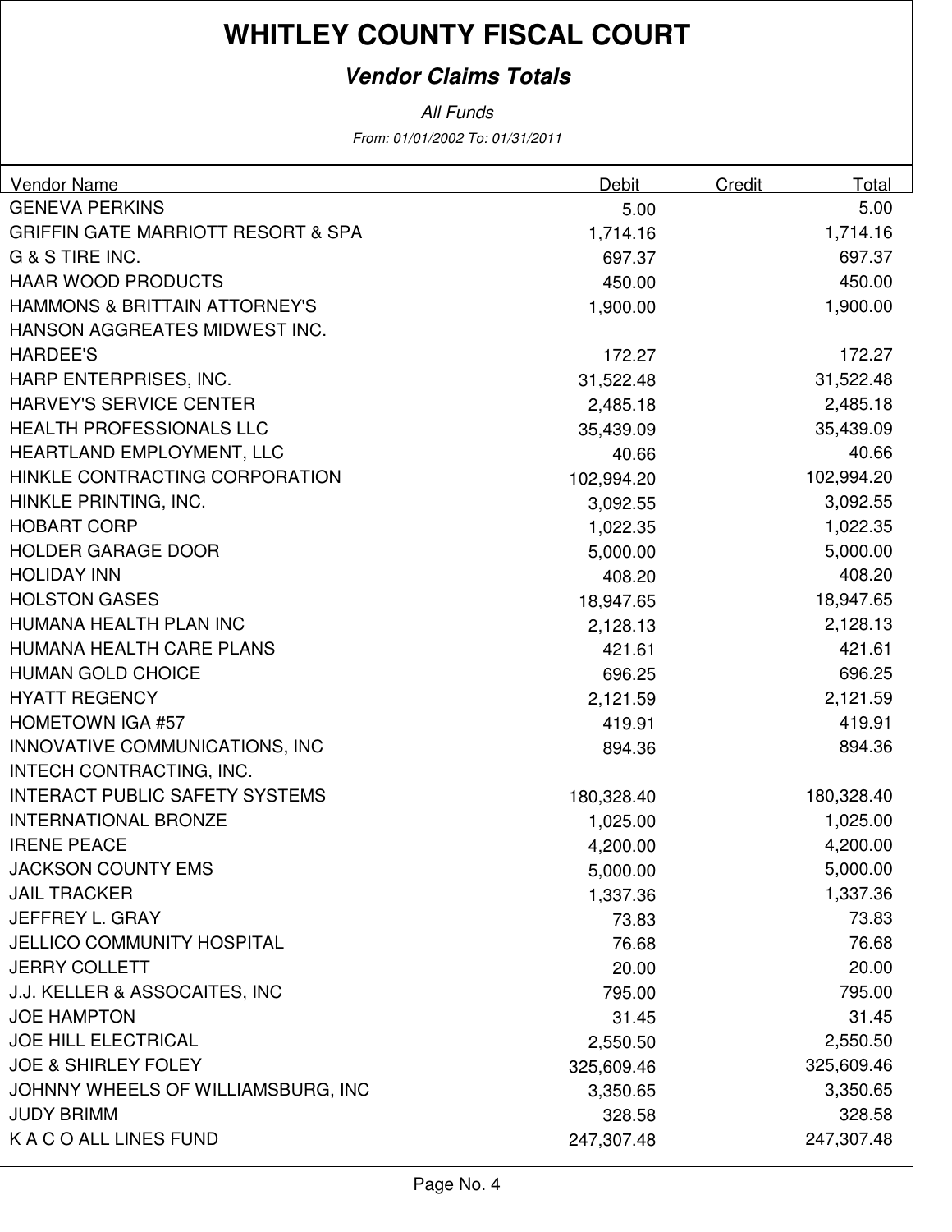# WHITLEY COUNTY FISCAL COURT

## *Vendor Claims Totals*

*All Funds*

*From: 01/01/2002 To: 01/31/2011*

| Vendor Name | Debit | Credit | Total |
|---|---|---|---|
| GENEVA PERKINS | 5.00 | | 5.00 |
| GRIFFIN GATE MARRIOTT RESORT & SPA | 1,714.16 | | 1,714.16 |
| G & S TIRE INC. | 697.37 | | 697.37 |
| HAAR WOOD PRODUCTS | 450.00 | | 450.00 |
| HAMMONS & BRITTAIN ATTORNEY'S | 1,900.00 | | 1,900.00 |
| HANSON AGGREATES MIDWEST INC. | | | |
| HARDEE'S | 172.27 | | 172.27 |
| HARP ENTERPRISES, INC. | 31,522.48 | | 31,522.48 |
| HARVEY'S SERVICE CENTER | 2,485.18 | | 2,485.18 |
| HEALTH PROFESSIONALS LLC | 35,439.09 | | 35,439.09 |
| HEARTLAND EMPLOYMENT, LLC | 40.66 | | 40.66 |
| HINKLE CONTRACTING CORPORATION | 102,994.20 | | 102,994.20 |
| HINKLE PRINTING, INC. | 3,092.55 | | 3,092.55 |
| HOBART CORP | 1,022.35 | | 1,022.35 |
| HOLDER GARAGE DOOR | 5,000.00 | | 5,000.00 |
| HOLIDAY INN | 408.20 | | 408.20 |
| HOLSTON GASES | 18,947.65 | | 18,947.65 |
| HUMANA HEALTH PLAN INC | 2,128.13 | | 2,128.13 |
| HUMANA HEALTH CARE PLANS | 421.61 | | 421.61 |
| HUMAN GOLD CHOICE | 696.25 | | 696.25 |
| HYATT REGENCY | 2,121.59 | | 2,121.59 |
| HOMETOWN IGA #57 | 419.91 | | 419.91 |
| INNOVATIVE COMMUNICATIONS, INC | 894.36 | | 894.36 |
| INTECH CONTRACTING, INC. | | | |
| INTERACT PUBLIC SAFETY SYSTEMS | 180,328.40 | | 180,328.40 |
| INTERNATIONAL BRONZE | 1,025.00 | | 1,025.00 |
| IRENE PEACE | 4,200.00 | | 4,200.00 |
| JACKSON COUNTY EMS | 5,000.00 | | 5,000.00 |
| JAIL TRACKER | 1,337.36 | | 1,337.36 |
| JEFFREY L. GRAY | 73.83 | | 73.83 |
| JELLICO COMMUNITY HOSPITAL | 76.68 | | 76.68 |
| JERRY COLLETT | 20.00 | | 20.00 |
| J.J. KELLER & ASSOCAITES, INC | 795.00 | | 795.00 |
| JOE HAMPTON | 31.45 | | 31.45 |
| JOE HILL ELECTRICAL | 2,550.50 | | 2,550.50 |
| JOE & SHIRLEY FOLEY | 325,609.46 | | 325,609.46 |
| JOHNNY WHEELS OF WILLIAMSBURG, INC | 3,350.65 | | 3,350.65 |
| JUDY BRIMM | 328.58 | | 328.58 |
| K A C O ALL LINES FUND | 247,307.48 | | 247,307.48 |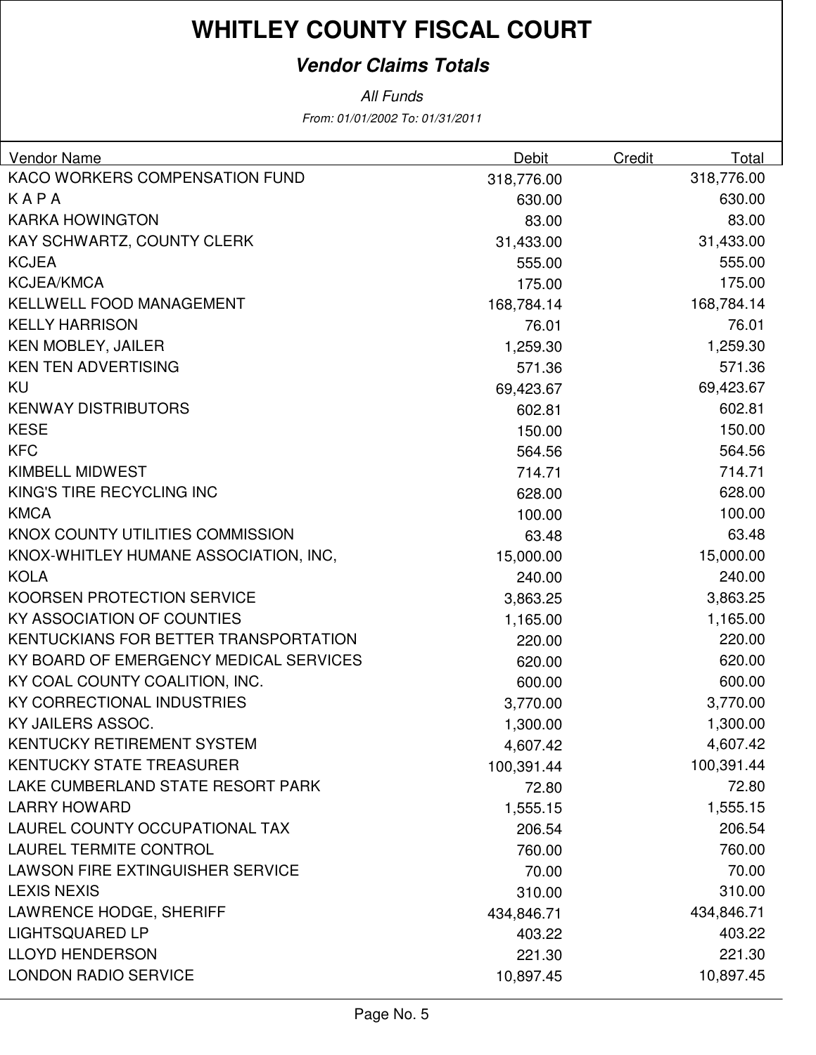# WHITLEY COUNTY FISCAL COURT

## *Vendor Claims Totals*

*All Funds*

*From: 01/01/2002 To: 01/31/2011*

| Vendor Name | Debit | Credit | Total |
|---|---|---|---|
| KACO WORKERS COMPENSATION FUND | 318,776.00 | | 318,776.00 |
| K A P A | 630.00 | | 630.00 |
| KARKA HOWINGTON | 83.00 | | 83.00 |
| KAY SCHWARTZ, COUNTY CLERK | 31,433.00 | | 31,433.00 |
| KCJEA | 555.00 | | 555.00 |
| KCJEA/KMCA | 175.00 | | 175.00 |
| KELLWELL FOOD MANAGEMENT | 168,784.14 | | 168,784.14 |
| KELLY HARRISON | 76.01 | | 76.01 |
| KEN MOBLEY, JAILER | 1,259.30 | | 1,259.30 |
| KEN TEN ADVERTISING | 571.36 | | 571.36 |
| KU | 69,423.67 | | 69,423.67 |
| KENWAY DISTRIBUTORS | 602.81 | | 602.81 |
| KESE | 150.00 | | 150.00 |
| KFC | 564.56 | | 564.56 |
| KIMBELL MIDWEST | 714.71 | | 714.71 |
| KING'S TIRE RECYCLING INC | 628.00 | | 628.00 |
| KMCA | 100.00 | | 100.00 |
| KNOX COUNTY UTILITIES COMMISSION | 63.48 | | 63.48 |
| KNOX-WHITLEY HUMANE ASSOCIATION, INC, | 15,000.00 | | 15,000.00 |
| KOLA | 240.00 | | 240.00 |
| KOORSEN PROTECTION SERVICE | 3,863.25 | | 3,863.25 |
| KY ASSOCIATION OF COUNTIES | 1,165.00 | | 1,165.00 |
| KENTUCKIANS FOR BETTER TRANSPORTATION | 220.00 | | 220.00 |
| KY BOARD OF EMERGENCY MEDICAL SERVICES | 620.00 | | 620.00 |
| KY COAL COUNTY COALITION, INC. | 600.00 | | 600.00 |
| KY CORRECTIONAL INDUSTRIES | 3,770.00 | | 3,770.00 |
| KY JAILERS ASSOC. | 1,300.00 | | 1,300.00 |
| KENTUCKY RETIREMENT SYSTEM | 4,607.42 | | 4,607.42 |
| KENTUCKY STATE TREASURER | 100,391.44 | | 100,391.44 |
| LAKE CUMBERLAND STATE RESORT PARK | 72.80 | | 72.80 |
| LARRY HOWARD | 1,555.15 | | 1,555.15 |
| LAUREL COUNTY OCCUPATIONAL TAX | 206.54 | | 206.54 |
| LAUREL TERMITE CONTROL | 760.00 | | 760.00 |
| LAWSON FIRE EXTINGUISHER SERVICE | 70.00 | | 70.00 |
| LEXIS NEXIS | 310.00 | | 310.00 |
| LAWRENCE HODGE, SHERIFF | 434,846.71 | | 434,846.71 |
| LIGHTSQUARED LP | 403.22 | | 403.22 |
| LLOYD HENDERSON | 221.30 | | 221.30 |
| LONDON RADIO SERVICE | 10,897.45 | | 10,897.45 |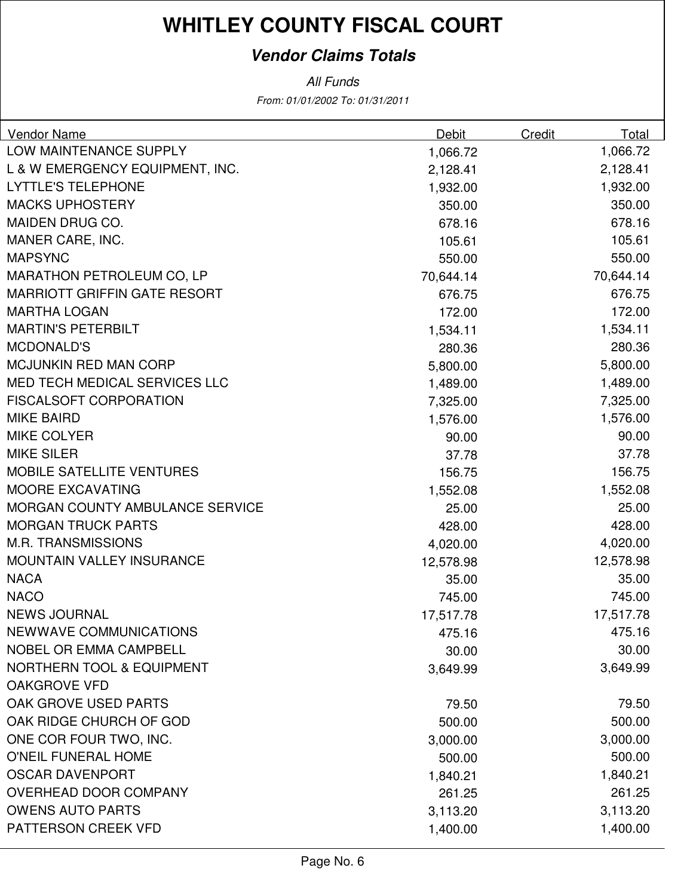# WHITLEY COUNTY FISCAL COURT

## *Vendor Claims Totals*

*All Funds*

*From: 01/01/2002 To: 01/31/2011*

| Vendor Name | Debit | Credit | Total |
|---|---|---|---|
| LOW MAINTENANCE SUPPLY | 1,066.72 | | 1,066.72 |
| L & W EMERGENCY EQUIPMENT, INC. | 2,128.41 | | 2,128.41 |
| LYTTLE'S TELEPHONE | 1,932.00 | | 1,932.00 |
| MACKS UPHOSTERY | 350.00 | | 350.00 |
| MAIDEN DRUG CO. | 678.16 | | 678.16 |
| MANER CARE, INC. | 105.61 | | 105.61 |
| MAPSYNC | 550.00 | | 550.00 |
| MARATHON PETROLEUM CO, LP | 70,644.14 | | 70,644.14 |
| MARRIOTT GRIFFIN GATE RESORT | 676.75 | | 676.75 |
| MARTHA LOGAN | 172.00 | | 172.00 |
| MARTIN'S PETERBILT | 1,534.11 | | 1,534.11 |
| MCDONALD'S | 280.36 | | 280.36 |
| MCJUNKIN RED MAN CORP | 5,800.00 | | 5,800.00 |
| MED TECH MEDICAL SERVICES LLC | 1,489.00 | | 1,489.00 |
| FISCALSOFT CORPORATION | 7,325.00 | | 7,325.00 |
| MIKE BAIRD | 1,576.00 | | 1,576.00 |
| MIKE COLYER | 90.00 | | 90.00 |
| MIKE SILER | 37.78 | | 37.78 |
| MOBILE SATELLITE VENTURES | 156.75 | | 156.75 |
| MOORE EXCAVATING | 1,552.08 | | 1,552.08 |
| MORGAN COUNTY AMBULANCE SERVICE | 25.00 | | 25.00 |
| MORGAN TRUCK PARTS | 428.00 | | 428.00 |
| M.R. TRANSMISSIONS | 4,020.00 | | 4,020.00 |
| MOUNTAIN VALLEY INSURANCE | 12,578.98 | | 12,578.98 |
| NACA | 35.00 | | 35.00 |
| NACO | 745.00 | | 745.00 |
| NEWS JOURNAL | 17,517.78 | | 17,517.78 |
| NEWWAVE COMMUNICATIONS | 475.16 | | 475.16 |
| NOBEL OR EMMA CAMPBELL | 30.00 | | 30.00 |
| NORTHERN TOOL & EQUIPMENT | 3,649.99 | | 3,649.99 |
| OAKGROVE VFD | | | |
| OAK GROVE USED PARTS | 79.50 | | 79.50 |
| OAK RIDGE CHURCH OF GOD | 500.00 | | 500.00 |
| ONE COR FOUR TWO, INC. | 3,000.00 | | 3,000.00 |
| O'NEIL FUNERAL HOME | 500.00 | | 500.00 |
| OSCAR DAVENPORT | 1,840.21 | | 1,840.21 |
| OVERHEAD DOOR COMPANY | 261.25 | | 261.25 |
| OWENS AUTO PARTS | 3,113.20 | | 3,113.20 |
| PATTERSON CREEK VFD | 1,400.00 | | 1,400.00 |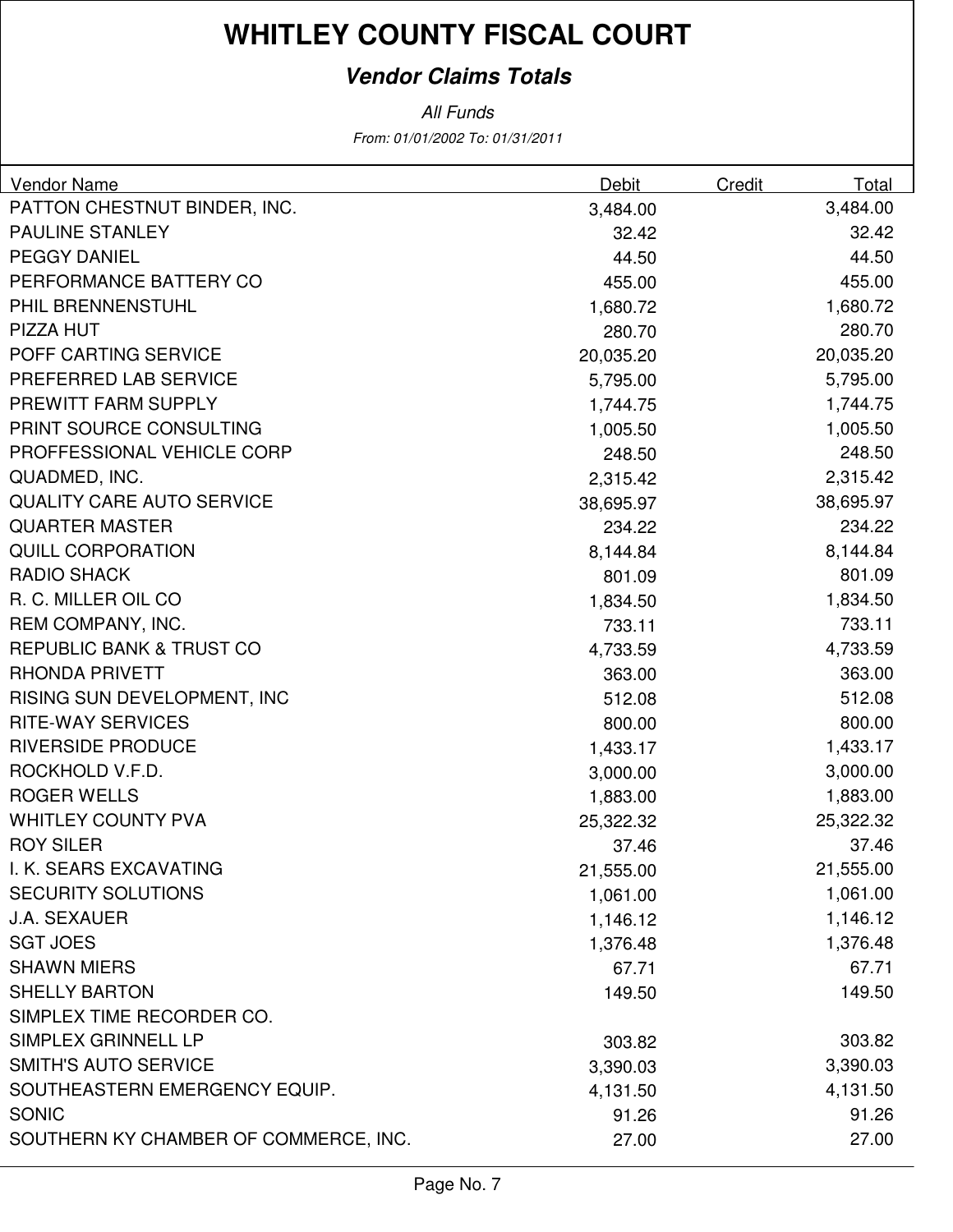# WHITLEY COUNTY FISCAL COURT

## *Vendor Claims Totals*

*All Funds*

*From: 01/01/2002 To: 01/31/2011*

| Vendor Name | Debit | Credit | Total |
|---|---|---|---|
| PATTON CHESTNUT BINDER, INC. | 3,484.00 | | 3,484.00 |
| PAULINE STANLEY | 32.42 | | 32.42 |
| PEGGY DANIEL | 44.50 | | 44.50 |
| PERFORMANCE BATTERY CO | 455.00 | | 455.00 |
| PHIL BRENNENSTUHL | 1,680.72 | | 1,680.72 |
| PIZZA HUT | 280.70 | | 280.70 |
| POFF CARTING SERVICE | 20,035.20 | | 20,035.20 |
| PREFERRED LAB SERVICE | 5,795.00 | | 5,795.00 |
| PREWITT FARM SUPPLY | 1,744.75 | | 1,744.75 |
| PRINT SOURCE CONSULTING | 1,005.50 | | 1,005.50 |
| PROFFESSIONAL VEHICLE CORP | 248.50 | | 248.50 |
| QUADMED, INC. | 2,315.42 | | 2,315.42 |
| QUALITY CARE AUTO SERVICE | 38,695.97 | | 38,695.97 |
| QUARTER MASTER | 234.22 | | 234.22 |
| QUILL CORPORATION | 8,144.84 | | 8,144.84 |
| RADIO SHACK | 801.09 | | 801.09 |
| R. C. MILLER OIL CO | 1,834.50 | | 1,834.50 |
| REM COMPANY, INC. | 733.11 | | 733.11 |
| REPUBLIC BANK & TRUST CO | 4,733.59 | | 4,733.59 |
| RHONDA PRIVETT | 363.00 | | 363.00 |
| RISING SUN DEVELOPMENT, INC | 512.08 | | 512.08 |
| RITE-WAY SERVICES | 800.00 | | 800.00 |
| RIVERSIDE PRODUCE | 1,433.17 | | 1,433.17 |
| ROCKHOLD V.F.D. | 3,000.00 | | 3,000.00 |
| ROGER WELLS | 1,883.00 | | 1,883.00 |
| WHITLEY COUNTY PVA | 25,322.32 | | 25,322.32 |
| ROY SILER | 37.46 | | 37.46 |
| I. K. SEARS EXCAVATING | 21,555.00 | | 21,555.00 |
| SECURITY SOLUTIONS | 1,061.00 | | 1,061.00 |
| J.A. SEXAUER | 1,146.12 | | 1,146.12 |
| SGT JOES | 1,376.48 | | 1,376.48 |
| SHAWN MIERS | 67.71 | | 67.71 |
| SHELLY BARTON | 149.50 | | 149.50 |
| SIMPLEX TIME RECORDER CO. | | | |
| SIMPLEX GRINNELL LP | 303.82 | | 303.82 |
| SMITH'S AUTO SERVICE | 3,390.03 | | 3,390.03 |
| SOUTHEASTERN EMERGENCY EQUIP. | 4,131.50 | | 4,131.50 |
| SONIC | 91.26 | | 91.26 |
| SOUTHERN KY CHAMBER OF COMMERCE, INC. | 27.00 | | 27.00 |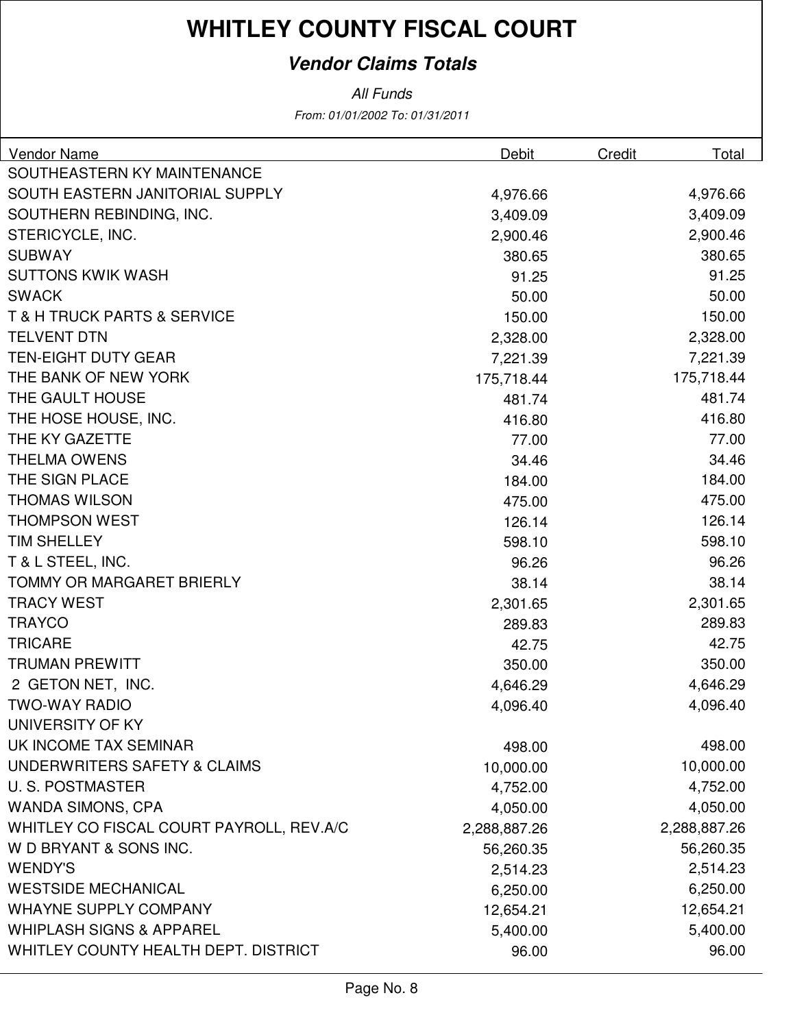# WHITLEY COUNTY FISCAL COURT

## *Vendor Claims Totals*

*All Funds*

*From: 01/01/2002 To: 01/31/2011*

| Vendor Name | Debit | Credit | Total |
|---|---:|---:|---:|
| SOUTHEASTERN KY MAINTENANCE | | | |
| SOUTH EASTERN JANITORIAL SUPPLY | 4,976.66 | | 4,976.66 |
| SOUTHERN REBINDING, INC. | 3,409.09 | | 3,409.09 |
| STERICYCLE, INC. | 2,900.46 | | 2,900.46 |
| SUBWAY | 380.65 | | 380.65 |
| SUTTONS KWIK WASH | 91.25 | | 91.25 |
| SWACK | 50.00 | | 50.00 |
| T & H TRUCK PARTS & SERVICE | 150.00 | | 150.00 |
| TELVENT DTN | 2,328.00 | | 2,328.00 |
| TEN-EIGHT DUTY GEAR | 7,221.39 | | 7,221.39 |
| THE BANK OF NEW YORK | 175,718.44 | | 175,718.44 |
| THE GAULT HOUSE | 481.74 | | 481.74 |
| THE HOSE HOUSE, INC. | 416.80 | | 416.80 |
| THE KY GAZETTE | 77.00 | | 77.00 |
| THELMA OWENS | 34.46 | | 34.46 |
| THE SIGN PLACE | 184.00 | | 184.00 |
| THOMAS WILSON | 475.00 | | 475.00 |
| THOMPSON WEST | 126.14 | | 126.14 |
| TIM SHELLEY | 598.10 | | 598.10 |
| T & L STEEL, INC. | 96.26 | | 96.26 |
| TOMMY OR MARGARET BRIERLY | 38.14 | | 38.14 |
| TRACY WEST | 2,301.65 | | 2,301.65 |
| TRAYCO | 289.83 | | 289.83 |
| TRICARE | 42.75 | | 42.75 |
| TRUMAN PREWITT | 350.00 | | 350.00 |
| 2 GETON NET, INC. | 4,646.29 | | 4,646.29 |
| TWO-WAY RADIO | 4,096.40 | | 4,096.40 |
| UNIVERSITY OF KY | | | |
| UK INCOME TAX SEMINAR | 498.00 | | 498.00 |
| UNDERWRITERS SAFETY & CLAIMS | 10,000.00 | | 10,000.00 |
| U. S. POSTMASTER | 4,752.00 | | 4,752.00 |
| WANDA SIMONS, CPA | 4,050.00 | | 4,050.00 |
| WHITLEY CO FISCAL COURT PAYROLL, REV.A/C | 2,288,887.26 | | 2,288,887.26 |
| W D BRYANT & SONS INC. | 56,260.35 | | 56,260.35 |
| WENDY'S | 2,514.23 | | 2,514.23 |
| WESTSIDE MECHANICAL | 6,250.00 | | 6,250.00 |
| WHAYNE SUPPLY COMPANY | 12,654.21 | | 12,654.21 |
| WHIPLASH SIGNS & APPAREL | 5,400.00 | | 5,400.00 |
| WHITLEY COUNTY HEALTH DEPT. DISTRICT | 96.00 | | 96.00 |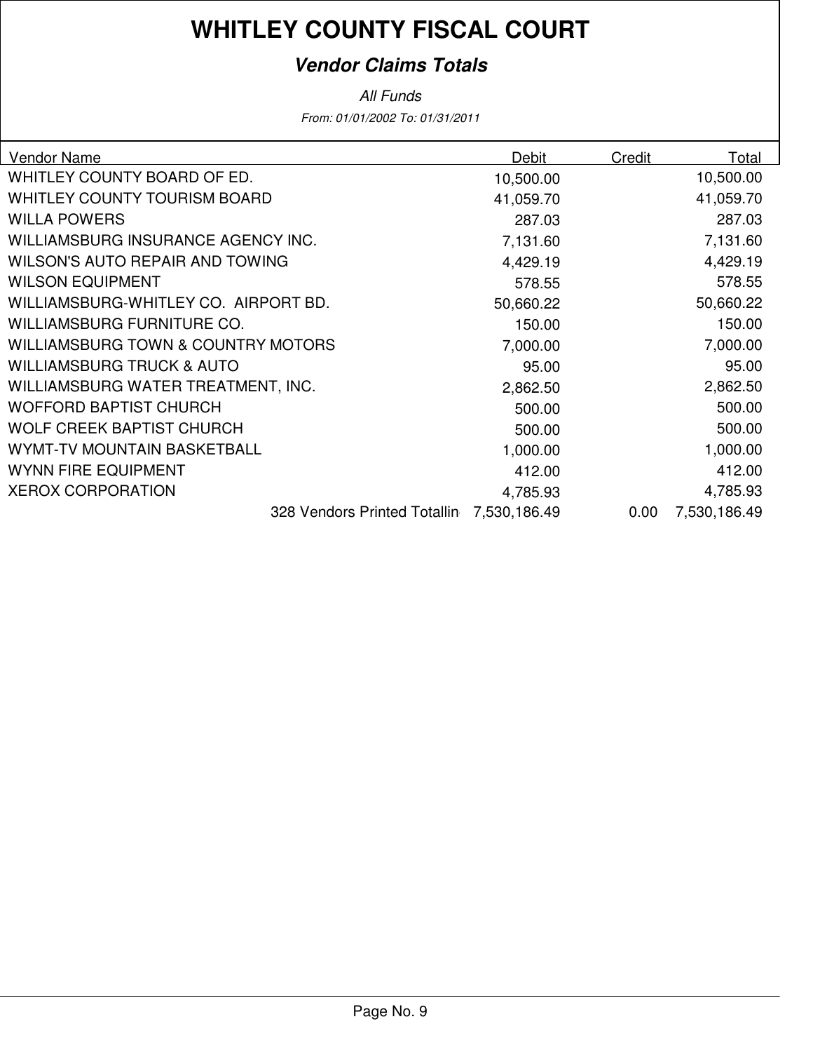# WHITLEY COUNTY FISCAL COURT

## *Vendor Claims Totals*

*All Funds*

*From: 01/01/2002 To: 01/31/2011*

| Vendor Name | Debit | Credit | Total |
|---|---|---|---|
| WHITLEY COUNTY BOARD OF ED. | 10,500.00 | | 10,500.00 |
| WHITLEY COUNTY TOURISM BOARD | 41,059.70 | | 41,059.70 |
| WILLA POWERS | 287.03 | | 287.03 |
| WILLIAMSBURG INSURANCE AGENCY INC. | 7,131.60 | | 7,131.60 |
| WILSON'S AUTO REPAIR AND TOWING | 4,429.19 | | 4,429.19 |
| WILSON EQUIPMENT | 578.55 | | 578.55 |
| WILLIAMSBURG-WHITLEY CO. AIRPORT BD. | 50,660.22 | | 50,660.22 |
| WILLIAMSBURG FURNITURE CO. | 150.00 | | 150.00 |
| WILLIAMSBURG TOWN & COUNTRY MOTORS | 7,000.00 | | 7,000.00 |
| WILLIAMSBURG TRUCK & AUTO | 95.00 | | 95.00 |
| WILLIAMSBURG WATER TREATMENT, INC. | 2,862.50 | | 2,862.50 |
| WOFFORD BAPTIST CHURCH | 500.00 | | 500.00 |
| WOLF CREEK BAPTIST CHURCH | 500.00 | | 500.00 |
| WYMT-TV MOUNTAIN BASKETBALL | 1,000.00 | | 1,000.00 |
| WYNN FIRE EQUIPMENT | 412.00 | | 412.00 |
| XEROX CORPORATION | 4,785.93 | | 4,785.93 |
| 328 Vendors Printed Totallin | 7,530,186.49 | 0.00 | 7,530,186.49 |